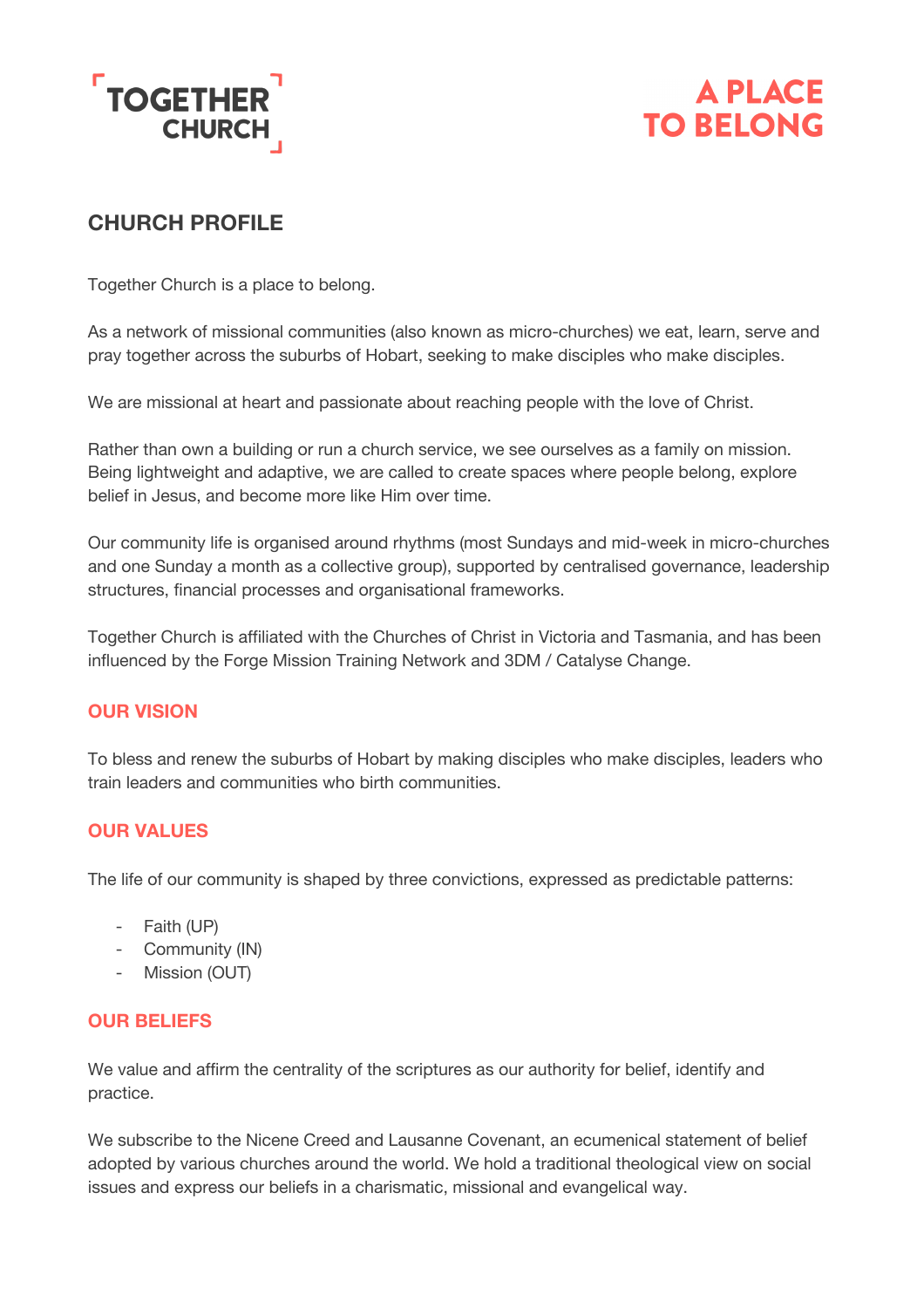TOGETHER CHURCH

A PLACE TO BELONG

## CHURCH PROFILE

Together Church is a place to belong.

As a network of missional communities (also known as micro-churches) we eat, learn, serve and pray together across the suburbs of Hobart, seeking to make disciples who make disciples.

We are missional at heart and passionate about reaching people with the love of Christ.

Rather than own a building or run a church service, we see ourselves as a family on mission. Being lightweight and adaptive, we are called to create spaces where people belong, explore belief in Jesus, and become more like Him over time.

Our community life is organised around rhythms (most Sundays and mid-week in micro-churches and one Sunday a month as a collective group), supported by centralised governance, leadership structures, financial processes and organisational frameworks.

Together Church is affiliated with the Churches of Christ in Victoria and Tasmania, and has been influenced by the Forge Mission Training Network and 3DM / Catalyse Change.

### OUR VISION

To bless and renew the suburbs of Hobart by making disciples who make disciples, leaders who train leaders and communities who birth communities.

### OUR VALUES

The life of our community is shaped by three convictions, expressed as predictable patterns:

- Faith (UP)
- Community (IN)
- Mission (OUT)

### OUR BELIEFS

We value and affirm the centrality of the scriptures as our authority for belief, identify and practice.

We subscribe to the Nicene Creed and Lausanne Covenant, an ecumenical statement of belief adopted by various churches around the world. We hold a traditional theological view on social issues and express our beliefs in a charismatic, missional and evangelical way.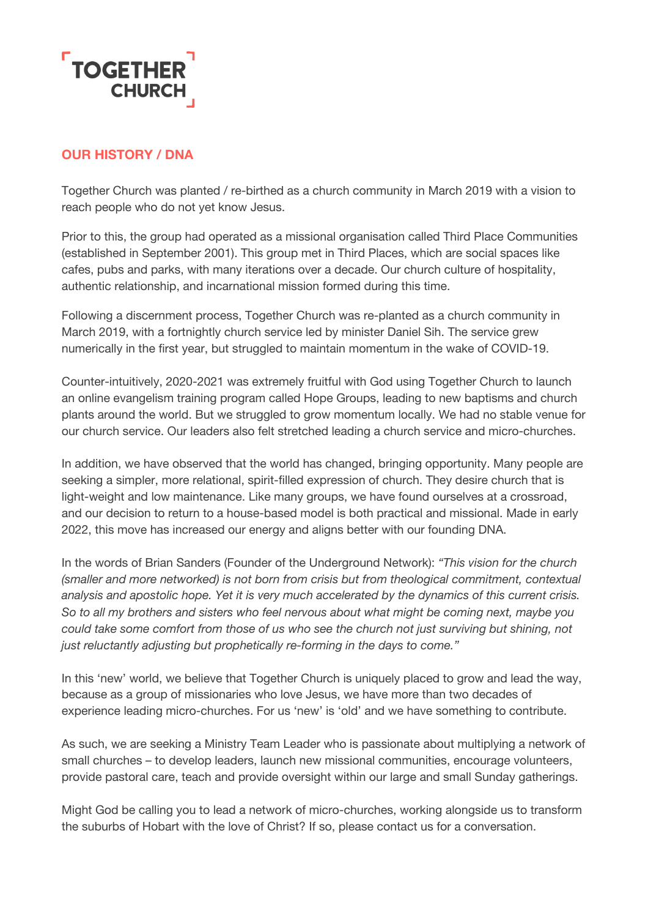TOGETHER CHURCH

## OUR HISTORY / DNA

Together Church was planted / re-birthed as a church community in March 2019 with a vision to reach people who do not yet know Jesus.

Prior to this, the group had operated as a missional organisation called Third Place Communities (established in September 2001). This group met in Third Places, which are social spaces like cafes, pubs and parks, with many iterations over a decade. Our church culture of hospitality, authentic relationship, and incarnational mission formed during this time.

Following a discernment process, Together Church was re-planted as a church community in March 2019, with a fortnightly church service led by minister Daniel Sih. The service grew numerically in the first year, but struggled to maintain momentum in the wake of COVID-19.

Counter-intuitively, 2020-2021 was extremely fruitful with God using Together Church to launch an online evangelism training program called Hope Groups, leading to new baptisms and church plants around the world. But we struggled to grow momentum locally. We had no stable venue for our church service. Our leaders also felt stretched leading a church service and micro-churches.

In addition, we have observed that the world has changed, bringing opportunity. Many people are seeking a simpler, more relational, spirit-filled expression of church. They desire church that is light-weight and low maintenance. Like many groups, we have found ourselves at a crossroad, and our decision to return to a house-based model is both practical and missional. Made in early 2022, this move has increased our energy and aligns better with our founding DNA.

In the words of Brian Sanders (Founder of the Underground Network): *"This vision for the church (smaller and more networked) is not born from crisis but from theological commitment, contextual analysis and apostolic hope. Yet it is very much accelerated by the dynamics of this current crisis. So to all my brothers and sisters who feel nervous about what might be coming next, maybe you could take some comfort from those of us who see the church not just surviving but shining, not just reluctantly adjusting but prophetically re-forming in the days to come."*

In this 'new' world, we believe that Together Church is uniquely placed to grow and lead the way, because as a group of missionaries who love Jesus, we have more than two decades of experience leading micro-churches. For us 'new' is 'old' and we have something to contribute.

As such, we are seeking a Ministry Team Leader who is passionate about multiplying a network of small churches – to develop leaders, launch new missional communities, encourage volunteers, provide pastoral care, teach and provide oversight within our large and small Sunday gatherings.

Might God be calling you to lead a network of micro-churches, working alongside us to transform the suburbs of Hobart with the love of Christ? If so, please contact us for a conversation.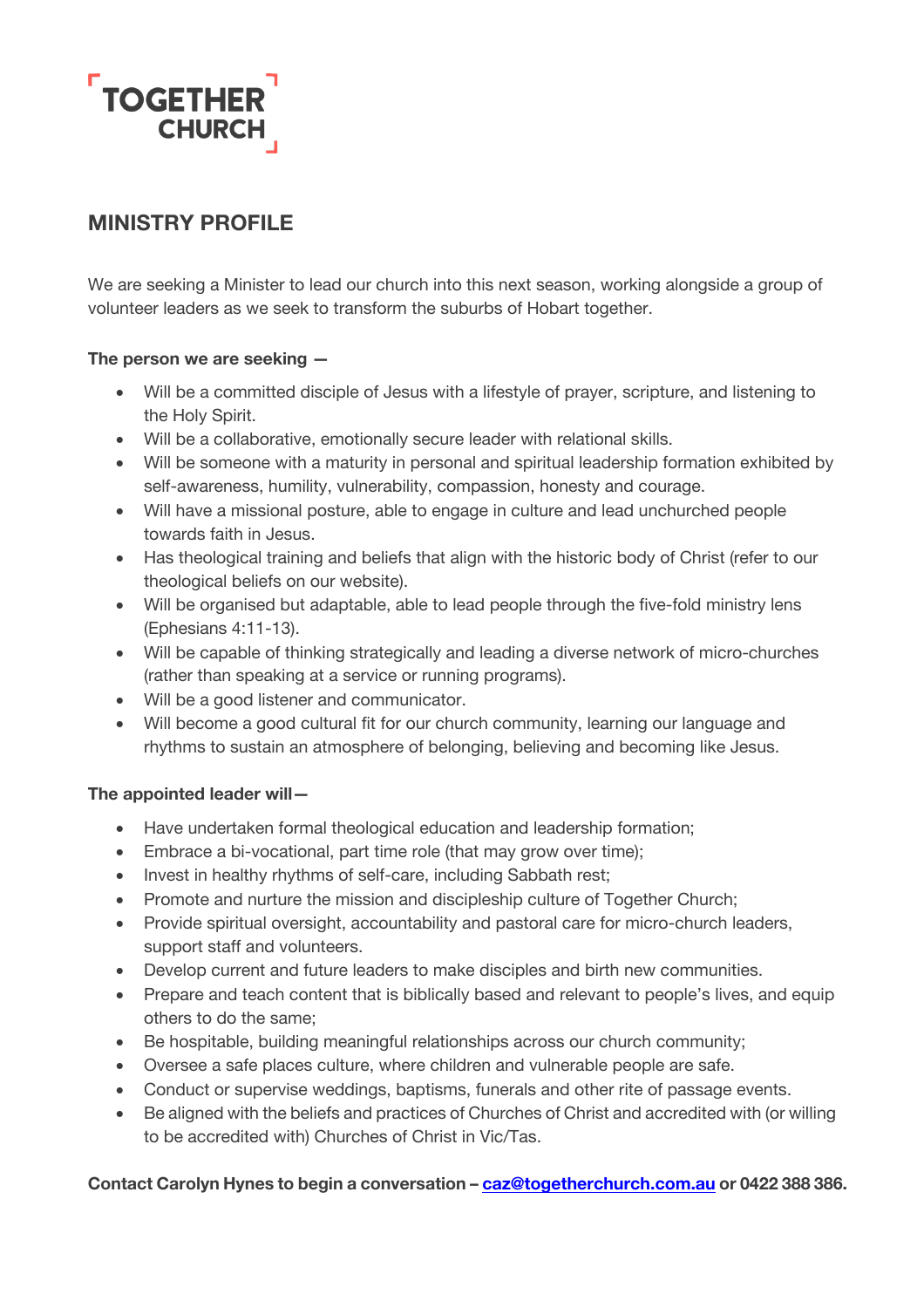TOGETHER CHURCH

## MINISTRY PROFILE

We are seeking a Minister to lead our church into this next season, working alongside a group of volunteer leaders as we seek to transform the suburbs of Hobart together.

**The person we are seeking —**

- Will be a committed disciple of Jesus with a lifestyle of prayer, scripture, and listening to the Holy Spirit.
- Will be a collaborative, emotionally secure leader with relational skills.
- Will be someone with a maturity in personal and spiritual leadership formation exhibited by self-awareness, humility, vulnerability, compassion, honesty and courage.
- Will have a missional posture, able to engage in culture and lead unchurched people towards faith in Jesus.
- Has theological training and beliefs that align with the historic body of Christ (refer to our theological beliefs on our website).
- Will be organised but adaptable, able to lead people through the five-fold ministry lens (Ephesians 4:11-13).
- Will be capable of thinking strategically and leading a diverse network of micro-churches (rather than speaking at a service or running programs).
- Will be a good listener and communicator.
- Will become a good cultural fit for our church community, learning our language and rhythms to sustain an atmosphere of belonging, believing and becoming like Jesus.

**The appointed leader will—**

- Have undertaken formal theological education and leadership formation;
- Embrace a bi-vocational, part time role (that may grow over time);
- Invest in healthy rhythms of self-care, including Sabbath rest;
- Promote and nurture the mission and discipleship culture of Together Church;
- Provide spiritual oversight, accountability and pastoral care for micro-church leaders, support staff and volunteers.
- Develop current and future leaders to make disciples and birth new communities.
- Prepare and teach content that is biblically based and relevant to people's lives, and equip others to do the same;
- Be hospitable, building meaningful relationships across our church community;
- Oversee a safe places culture, where children and vulnerable people are safe.
- Conduct or supervise weddings, baptisms, funerals and other rite of passage events.
- Be aligned with the beliefs and practices of Churches of Christ and accredited with (or willing to be accredited with) Churches of Christ in Vic/Tas.

**Contact Carolyn Hynes to begin a conversation – [caz@togetherchurch.com.au](mailto:caz@togetherchurch.com.au) or 0422 388 386.**